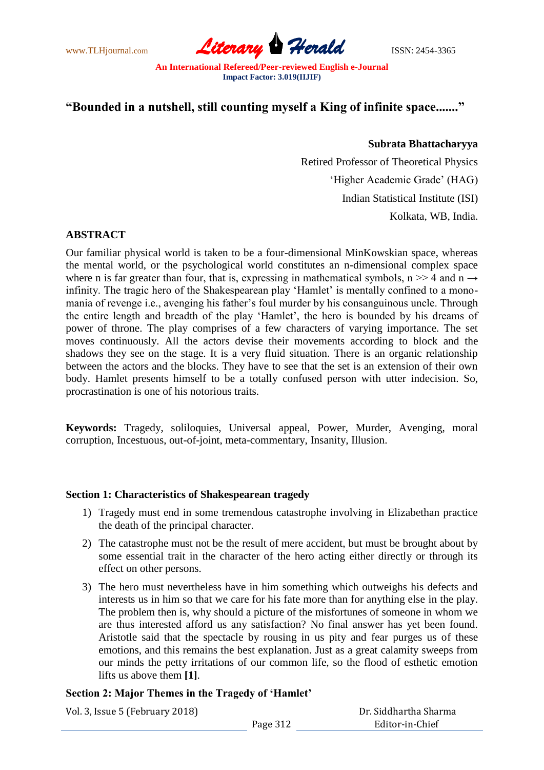# "Bounded in a nutshell, still counting myself a King of infinite space......."

**Subrata Bhattacharyya**

Retired Professor of Theoretical Physics

'Higher Academic Grade' (HAG)

Indian Statistical Institute (ISI)

Kolkata, WB, India.

## ABSTRACT

Our familiar physical world is taken to be a four-dimensional MinKowskian space, whereas the mental world, or the psychological world constitutes an n-dimensional complex space where n is far greater than four, that is, expressing in mathematical symbols, $n >> 4$ and $n \rightarrow$ infinity. The tragic hero of the Shakespearean play 'Hamlet' is mentally confined to a mono-mania of revenge i.e., avenging his father's foul murder by his consanguinous uncle. Through the entire length and breadth of the play 'Hamlet', the hero is bounded by his dreams of power of throne. The play comprises of a few characters of varying importance. The set moves continuously. All the actors devise their movements according to block and the shadows they see on the stage. It is a very fluid situation. There is an organic relationship between the actors and the blocks. They have to see that the set is an extension of their own body. Hamlet presents himself to be a totally confused person with utter indecision. So, procrastination is one of his notorious traits.

**Keywords:** Tragedy, soliloquies, Universal appeal, Power, Murder, Avenging, moral corruption, Incestuous, out-of-joint, meta-commentary, Insanity, Illusion.

### Section 1: Characteristics of Shakespearean tragedy

1) Tragedy must end in some tremendous catastrophe involving in Elizabethan practice the death of the principal character.
2) The catastrophe must not be the result of mere accident, but must be brought about by some essential trait in the character of the hero acting either directly or through its effect on other persons.
3) The hero must nevertheless have in him something which outweighs his defects and interests us in him so that we care for his fate more than for anything else in the play. The problem then is, why should a picture of the misfortunes of someone in whom we are thus interested afford us any satisfaction? No final answer has yet been found. Aristotle said that the spectacle by rousing in us pity and fear purges us of these emotions, and this remains the best explanation. Just as a great calamity sweeps from our minds the petty irritations of our common life, so the flood of esthetic emotion lifts us above them **[1]**.

### Section 2: Major Themes in the Tragedy of 'Hamlet'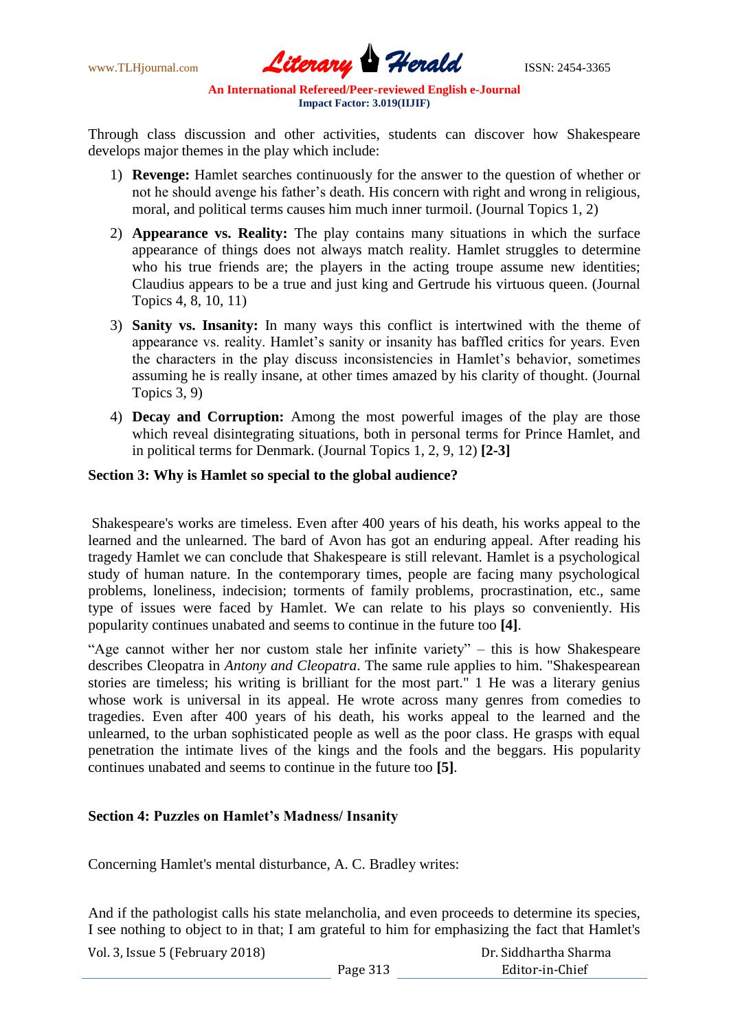Through class discussion and other activities, students can discover how Shakespeare develops major themes in the play which include:

1) **Revenge:** Hamlet searches continuously for the answer to the question of whether or not he should avenge his father's death. His concern with right and wrong in religious, moral, and political terms causes him much inner turmoil. (Journal Topics 1, 2)
2) **Appearance vs. Reality:** The play contains many situations in which the surface appearance of things does not always match reality. Hamlet struggles to determine who his true friends are; the players in the acting troupe assume new identities; Claudius appears to be a true and just king and Gertrude his virtuous queen. (Journal Topics 4, 8, 10, 11)
3) **Sanity vs. Insanity:** In many ways this conflict is intertwined with the theme of appearance vs. reality. Hamlet's sanity or insanity has baffled critics for years. Even the characters in the play discuss inconsistencies in Hamlet's behavior, sometimes assuming he is really insane, at other times amazed by his clarity of thought. (Journal Topics 3, 9)
4) **Decay and Corruption:** Among the most powerful images of the play are those which reveal disintegrating situations, both in personal terms for Prince Hamlet, and in political terms for Denmark. (Journal Topics 1, 2, 9, 12) **[2-3]**

**Section 3: Why is Hamlet so special to the global audience?**

Shakespeare's works are timeless. Even after 400 years of his death, his works appeal to the learned and the unlearned. The bard of Avon has got an enduring appeal. After reading his tragedy Hamlet we can conclude that Shakespeare is still relevant. Hamlet is a psychological study of human nature. In the contemporary times, people are facing many psychological problems, loneliness, indecision; torments of family problems, procrastination, etc., same type of issues were faced by Hamlet. We can relate to his plays so conveniently. His popularity continues unabated and seems to continue in the future too **[4]**.

"Age cannot wither her nor custom stale her infinite variety" – this is how Shakespeare describes Cleopatra in *Antony and Cleopatra*. The same rule applies to him. "Shakespearean stories are timeless; his writing is brilliant for the most part." 1 He was a literary genius whose work is universal in its appeal. He wrote across many genres from comedies to tragedies. Even after 400 years of his death, his works appeal to the learned and the unlearned, to the urban sophisticated people as well as the poor class. He grasps with equal penetration the intimate lives of the kings and the fools and the beggars. His popularity continues unabated and seems to continue in the future too **[5]**.

**Section 4: Puzzles on Hamlet's Madness/ Insanity**

Concerning Hamlet's mental disturbance, A. C. Bradley writes:

And if the pathologist calls his state melancholia, and even proceeds to determine its species, I see nothing to object to in that; I am grateful to him for emphasizing the fact that Hamlet's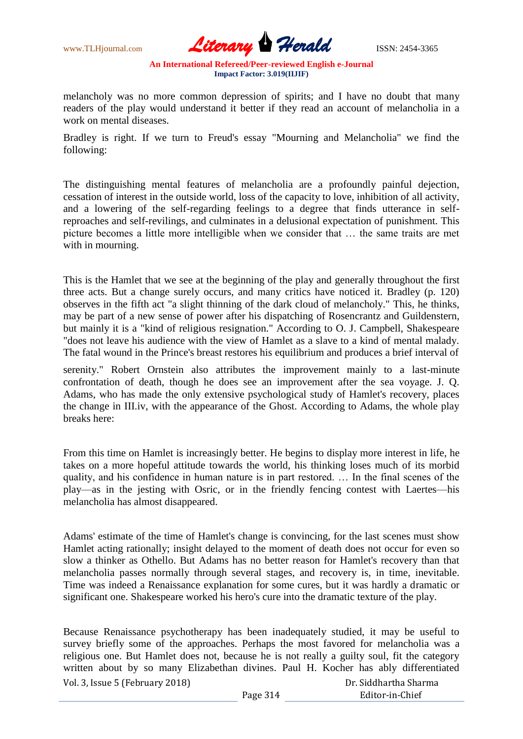melancholy was no more common depression of spirits; and I have no doubt that many readers of the play would understand it better if they read an account of melancholia in a work on mental diseases.

Bradley is right. If we turn to Freud's essay "Mourning and Melancholia" we find the following:

> The distinguishing mental features of melancholia are a profoundly painful dejection, cessation of interest in the outside world, loss of the capacity to love, inhibition of all activity, and a lowering of the self-regarding feelings to a degree that finds utterance in self-reproaches and self-revilings, and culminates in a delusional expectation of punishment. This picture becomes a little more intelligible when we consider that … the same traits are met with in mourning.

This is the Hamlet that we see at the beginning of the play and generally throughout the first three acts. But a change surely occurs, and many critics have noticed it. Bradley (p. 120) observes in the fifth act "a slight thinning of the dark cloud of melancholy." This, he thinks, may be part of a new sense of power after his dispatching of Rosencrantz and Guildenstern, but mainly it is a "kind of religious resignation." According to O. J. Campbell, Shakespeare "does not leave his audience with the view of Hamlet as a slave to a kind of mental malady. The fatal wound in the Prince's breast restores his equilibrium and produces a brief interval of serenity." Robert Ornstein also attributes the improvement mainly to a last-minute confrontation of death, though he does see an improvement after the sea voyage. J. Q. Adams, who has made the only extensive psychological study of Hamlet's recovery, places the change in III.iv, with the appearance of the Ghost. According to Adams, the whole play breaks here:

> From this time on Hamlet is increasingly better. He begins to display more interest in life, he takes on a more hopeful attitude towards the world, his thinking loses much of its morbid quality, and his confidence in human nature is in part restored. … In the final scenes of the play—as in the jesting with Osric, or in the friendly fencing contest with Laertes—his melancholia has almost disappeared.

Adams' estimate of the time of Hamlet's change is convincing, for the last scenes must show Hamlet acting rationally; insight delayed to the moment of death does not occur for even so slow a thinker as Othello. But Adams has no better reason for Hamlet's recovery than that melancholia passes normally through several stages, and recovery is, in time, inevitable. Time was indeed a Renaissance explanation for some cures, but it was hardly a dramatic or significant one. Shakespeare worked his hero's cure into the dramatic texture of the play.

Because Renaissance psychotherapy has been inadequately studied, it may be useful to survey briefly some of the approaches. Perhaps the most favored for melancholia was a religious one. But Hamlet does not, because he is not really a guilty soul, fit the category written about by so many Elizabethan divines. Paul H. Kocher has ably differentiated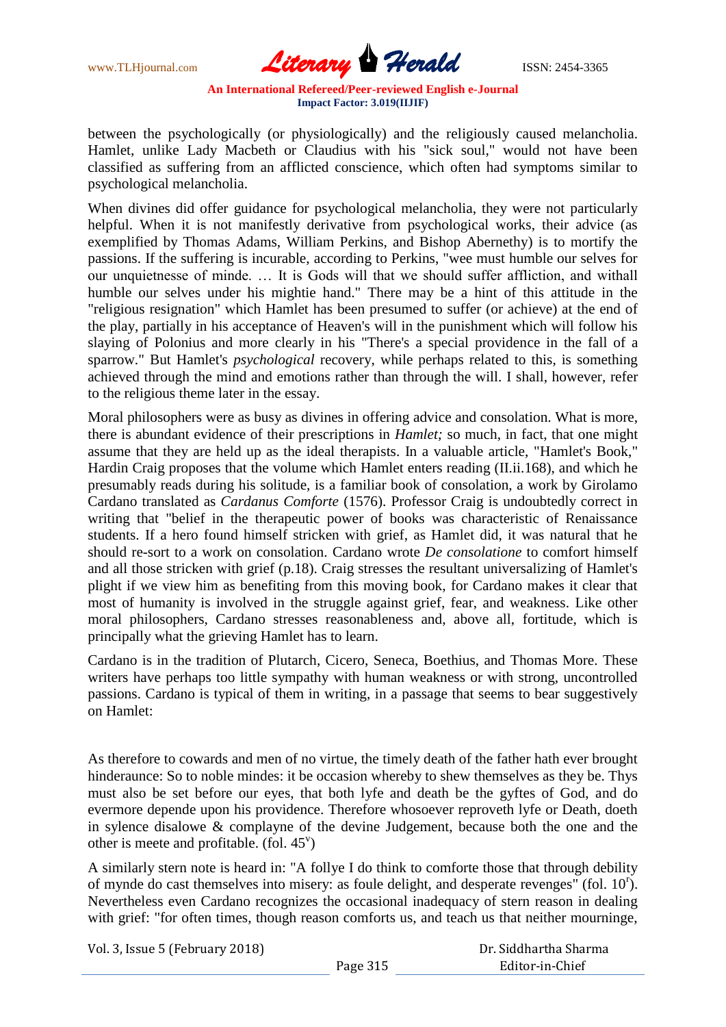between the psychologically (or physiologically) and the religiously caused melancholia. Hamlet, unlike Lady Macbeth or Claudius with his "sick soul," would not have been classified as suffering from an afflicted conscience, which often had symptoms similar to psychological melancholia.

When divines did offer guidance for psychological melancholia, they were not particularly helpful. When it is not manifestly derivative from psychological works, their advice (as exemplified by Thomas Adams, William Perkins, and Bishop Abernethy) is to mortify the passions. If the suffering is incurable, according to Perkins, "wee must humble our selves for our unquietnesse of minde. … It is Gods will that we should suffer affliction, and withall humble our selves under his mightie hand." There may be a hint of this attitude in the "religious resignation" which Hamlet has been presumed to suffer (or achieve) at the end of the play, partially in his acceptance of Heaven's will in the punishment which will follow his slaying of Polonius and more clearly in his "There's a special providence in the fall of a sparrow." But Hamlet's *psychological* recovery, while perhaps related to this, is something achieved through the mind and emotions rather than through the will. I shall, however, refer to the religious theme later in the essay.

Moral philosophers were as busy as divines in offering advice and consolation. What is more, there is abundant evidence of their prescriptions in *Hamlet;* so much, in fact, that one might assume that they are held up as the ideal therapists. In a valuable article, "Hamlet's Book," Hardin Craig proposes that the volume which Hamlet enters reading (II.ii.168), and which he presumably reads during his solitude, is a familiar book of consolation, a work by Girolamo Cardano translated as *Cardanus Comforte* (1576). Professor Craig is undoubtedly correct in writing that "belief in the therapeutic power of books was characteristic of Renaissance students. If a hero found himself stricken with grief, as Hamlet did, it was natural that he should re-sort to a work on consolation. Cardano wrote *De consolatione* to comfort himself and all those stricken with grief (p.18). Craig stresses the resultant universalizing of Hamlet's plight if we view him as benefiting from this moving book, for Cardano makes it clear that most of humanity is involved in the struggle against grief, fear, and weakness. Like other moral philosophers, Cardano stresses reasonableness and, above all, fortitude, which is principally what the grieving Hamlet has to learn.

Cardano is in the tradition of Plutarch, Cicero, Seneca, Boethius, and Thomas More. These writers have perhaps too little sympathy with human weakness or with strong, uncontrolled passions. Cardano is typical of them in writing, in a passage that seems to bear suggestively on Hamlet:

As therefore to cowards and men of no virtue, the timely death of the father hath ever brought hinderaunce: So to noble mindes: it be occasion whereby to shew themselves as they be. Thys must also be set before our eyes, that both lyfe and death be the gyftes of God, and do evermore depende upon his providence. Therefore whosoever reproveth lyfe or Death, doeth in sylence disalowe & complayne of the devine Judgement, because both the one and the other is meete and profitable. (fol. 45[v])

A similarly stern note is heard in: "A follye I do think to comforte those that through debility of mynde do cast themselves into misery: as foule delight, and desperate revenges" (fol. 10[r]). Nevertheless even Cardano recognizes the occasional inadequacy of stern reason in dealing with grief: "for often times, though reason comforts us, and teach us that neither mourninge,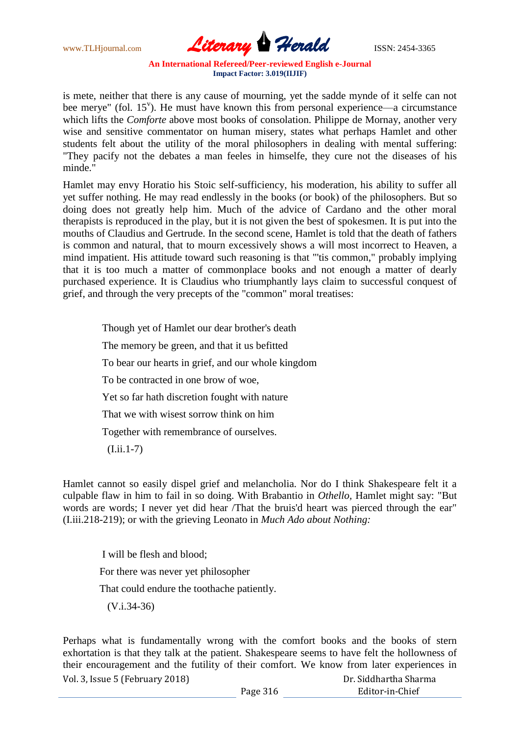is mete, neither that there is any cause of mourning, yet the sadde mynde of it selfe can not bee merye" (fol. 15[v]). He must have known this from personal experience—a circumstance which lifts the *Comforte* above most books of consolation. Philippe de Mornay, another very wise and sensitive commentator on human misery, states what perhaps Hamlet and other students felt about the utility of the moral philosophers in dealing with mental suffering: "They pacify not the debates a man feeles in himselfe, they cure not the diseases of his minde."

Hamlet may envy Horatio his Stoic self-sufficiency, his moderation, his ability to suffer all yet suffer nothing. He may read endlessly in the books (or book) of the philosophers. But so doing does not greatly help him. Much of the advice of Cardano and the other moral therapists is reproduced in the play, but it is not given the best of spokesmen. It is put into the mouths of Claudius and Gertrude. In the second scene, Hamlet is told that the death of fathers is common and natural, that to mourn excessively shows a will most incorrect to Heaven, a mind impatient. His attitude toward such reasoning is that "'tis common," probably implying that it is too much a matter of commonplace books and not enough a matter of dearly purchased experience. It is Claudius who triumphantly lays claim to successful conquest of grief, and through the very precepts of the "common" moral treatises:

> Though yet of Hamlet our dear brother's death
> The memory be green, and that it us befitted
> To bear our hearts in grief, and our whole kingdom
> To be contracted in one brow of woe,
> Yet so far hath discretion fought with nature
> That we with wisest sorrow think on him
> Together with remembrance of ourselves.
> (I.ii.1-7)

Hamlet cannot so easily dispel grief and melancholia. Nor do I think Shakespeare felt it a culpable flaw in him to fail in so doing. With Brabantio in *Othello*, Hamlet might say: "But words are words; I never yet did hear /That the bruis'd heart was pierced through the ear" (I.iii.218-219); or with the grieving Leonato in *Much Ado about Nothing:*

> I will be flesh and blood;
> For there was never yet philosopher
> That could endure the toothache patiently.
> (V.i.34-36)

Perhaps what is fundamentally wrong with the comfort books and the books of stern exhortation is that they talk at the patient. Shakespeare seems to have felt the hollowness of their encouragement and the futility of their comfort. We know from later experiences in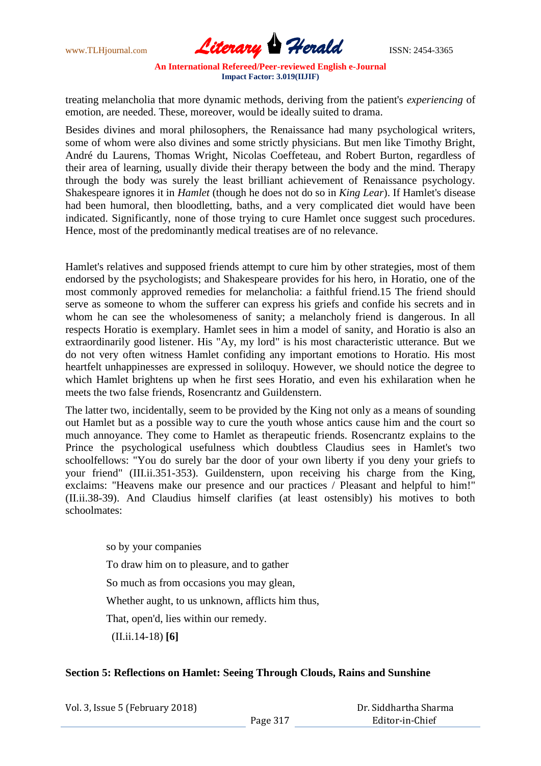treating melancholia that more dynamic methods, deriving from the patient's *experiencing* of emotion, are needed. These, moreover, would be ideally suited to drama.

Besides divines and moral philosophers, the Renaissance had many psychological writers, some of whom were also divines and some strictly physicians. But men like Timothy Bright, André du Laurens, Thomas Wright, Nicolas Coeffeteau, and Robert Burton, regardless of their area of learning, usually divide their therapy between the body and the mind. Therapy through the body was surely the least brilliant achievement of Renaissance psychology. Shakespeare ignores it in *Hamlet* (though he does not do so in *King Lear*). If Hamlet's disease had been humoral, then bloodletting, baths, and a very complicated diet would have been indicated. Significantly, none of those trying to cure Hamlet once suggest such procedures. Hence, most of the predominantly medical treatises are of no relevance.

Hamlet's relatives and supposed friends attempt to cure him by other strategies, most of them endorsed by the psychologists; and Shakespeare provides for his hero, in Horatio, one of the most commonly approved remedies for melancholia: a faithful friend.15 The friend should serve as someone to whom the sufferer can express his griefs and confide his secrets and in whom he can see the wholesomeness of sanity; a melancholy friend is dangerous. In all respects Horatio is exemplary. Hamlet sees in him a model of sanity, and Horatio is also an extraordinarily good listener. His "Ay, my lord" is his most characteristic utterance. But we do not very often witness Hamlet confiding any important emotions to Horatio. His most heartfelt unhappinesses are expressed in soliloquy. However, we should notice the degree to which Hamlet brightens up when he first sees Horatio, and even his exhilaration when he meets the two false friends, Rosencrantz and Guildenstern.

The latter two, incidentally, seem to be provided by the King not only as a means of sounding out Hamlet but as a possible way to cure the youth whose antics cause him and the court so much annoyance. They come to Hamlet as therapeutic friends. Rosencrantz explains to the Prince the psychological usefulness which doubtless Claudius sees in Hamlet's two schoolfellows: "You do surely bar the door of your own liberty if you deny your griefs to your friend" (III.ii.351-353). Guildenstern, upon receiving his charge from the King, exclaims: "Heavens make our presence and our practices / Pleasant and helpful to him!" (II.ii.38-39). And Claudius himself clarifies (at least ostensibly) his motives to both schoolmates:

> so by your companies
> To draw him on to pleasure, and to gather
> So much as from occasions you may glean,
> Whether aught, to us unknown, afflicts him thus,
> That, open'd, lies within our remedy.
> (II.ii.14-18) **[6]**

## Section 5: Reflections on Hamlet: Seeing Through Clouds, Rains and Sunshine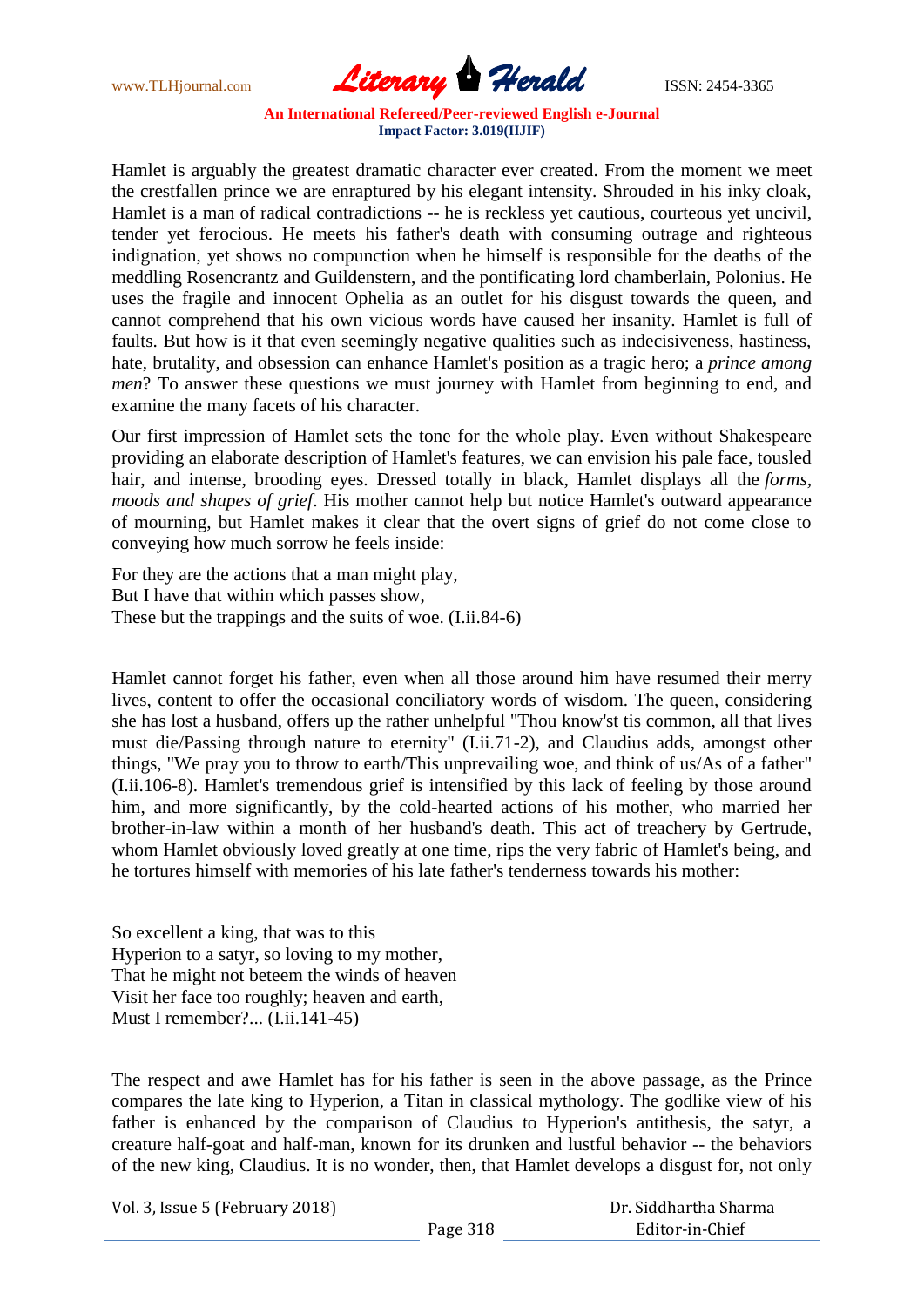Hamlet is arguably the greatest dramatic character ever created. From the moment we meet the crestfallen prince we are enraptured by his elegant intensity. Shrouded in his inky cloak, Hamlet is a man of radical contradictions -- he is reckless yet cautious, courteous yet uncivil, tender yet ferocious. He meets his father's death with consuming outrage and righteous indignation, yet shows no compunction when he himself is responsible for the deaths of the meddling Rosencrantz and Guildenstern, and the pontificating lord chamberlain, Polonius. He uses the fragile and innocent Ophelia as an outlet for his disgust towards the queen, and cannot comprehend that his own vicious words have caused her insanity. Hamlet is full of faults. But how is it that even seemingly negative qualities such as indecisiveness, hastiness, hate, brutality, and obsession can enhance Hamlet's position as a tragic hero; a *prince among men*? To answer these questions we must journey with Hamlet from beginning to end, and examine the many facets of his character.

Our first impression of Hamlet sets the tone for the whole play. Even without Shakespeare providing an elaborate description of Hamlet's features, we can envision his pale face, tousled hair, and intense, brooding eyes. Dressed totally in black, Hamlet displays all the *forms, moods and shapes of grief*. His mother cannot help but notice Hamlet's outward appearance of mourning, but Hamlet makes it clear that the overt signs of grief do not come close to conveying how much sorrow he feels inside:

For they are the actions that a man might play,  
But I have that within which passes show,  
These but the trappings and the suits of woe. (I.ii.84-6)

Hamlet cannot forget his father, even when all those around him have resumed their merry lives, content to offer the occasional conciliatory words of wisdom. The queen, considering she has lost a husband, offers up the rather unhelpful "Thou know'st tis common, all that lives must die/Passing through nature to eternity" (I.ii.71-2), and Claudius adds, amongst other things, "We pray you to throw to earth/This unprevailing woe, and think of us/As of a father" (I.ii.106-8). Hamlet's tremendous grief is intensified by this lack of feeling by those around him, and more significantly, by the cold-hearted actions of his mother, who married her brother-in-law within a month of her husband's death. This act of treachery by Gertrude, whom Hamlet obviously loved greatly at one time, rips the very fabric of Hamlet's being, and he tortures himself with memories of his late father's tenderness towards his mother:

So excellent a king, that was to this  
Hyperion to a satyr, so loving to my mother,  
That he might not beteem the winds of heaven  
Visit her face too roughly; heaven and earth,  
Must I remember?... (I.ii.141-45)

The respect and awe Hamlet has for his father is seen in the above passage, as the Prince compares the late king to Hyperion, a Titan in classical mythology. The godlike view of his father is enhanced by the comparison of Claudius to Hyperion's antithesis, the satyr, a creature half-goat and half-man, known for its drunken and lustful behavior -- the behaviors of the new king, Claudius. It is no wonder, then, that Hamlet develops a disgust for, not only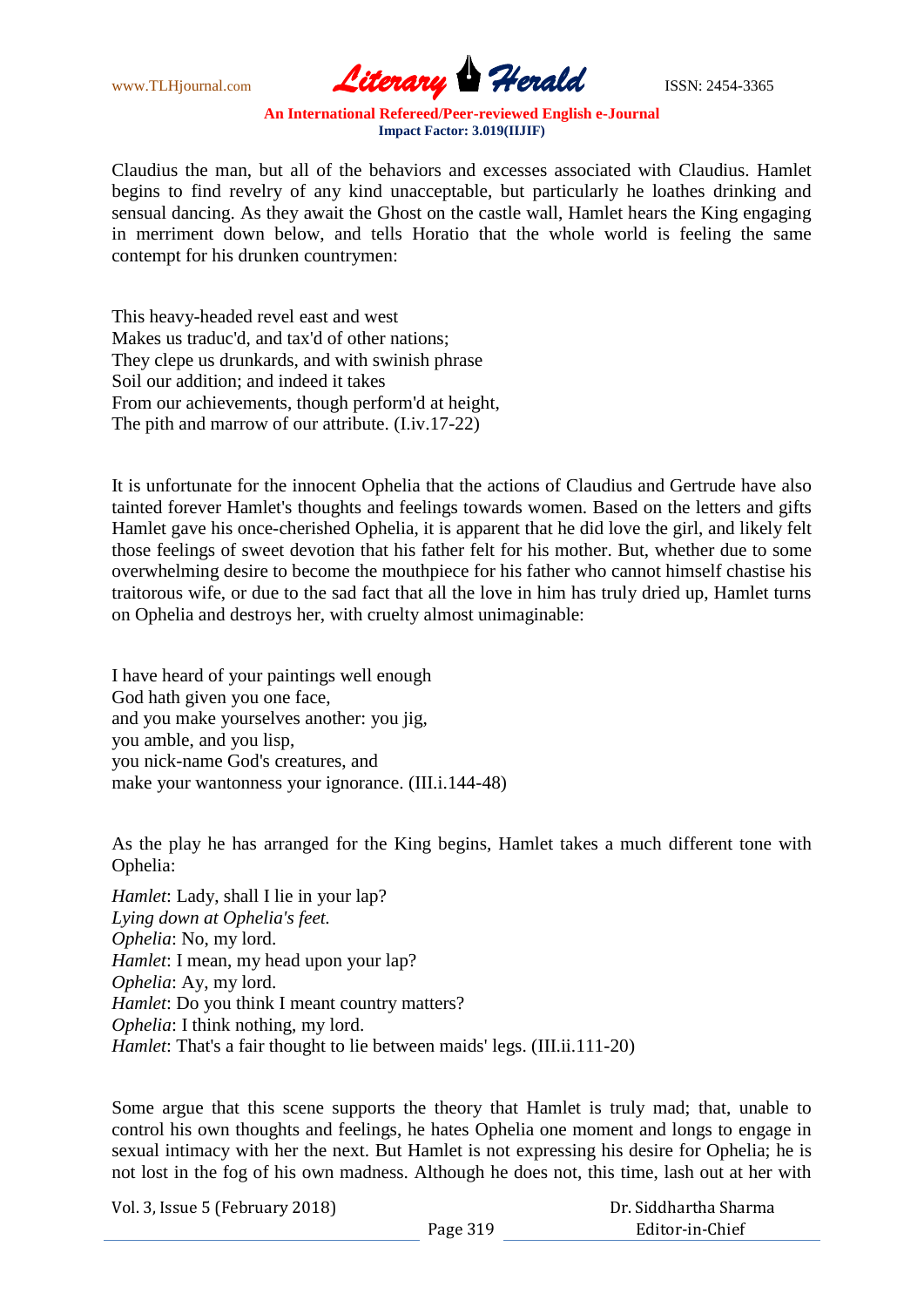Claudius the man, but all of the behaviors and excesses associated with Claudius. Hamlet begins to find revelry of any kind unacceptable, but particularly he loathes drinking and sensual dancing. As they await the Ghost on the castle wall, Hamlet hears the King engaging in merriment down below, and tells Horatio that the whole world is feeling the same contempt for his drunken countrymen:

This heavy-headed revel east and west  
Makes us traduc'd, and tax'd of other nations;  
They clepe us drunkards, and with swinish phrase  
Soil our addition; and indeed it takes  
From our achievements, though perform'd at height,  
The pith and marrow of our attribute. (I.iv.17-22)

It is unfortunate for the innocent Ophelia that the actions of Claudius and Gertrude have also tainted forever Hamlet's thoughts and feelings towards women. Based on the letters and gifts Hamlet gave his once-cherished Ophelia, it is apparent that he did love the girl, and likely felt those feelings of sweet devotion that his father felt for his mother. But, whether due to some overwhelming desire to become the mouthpiece for his father who cannot himself chastise his traitorous wife, or due to the sad fact that all the love in him has truly dried up, Hamlet turns on Ophelia and destroys her, with cruelty almost unimaginable:

I have heard of your paintings well enough  
God hath given you one face,  
and you make yourselves another: you jig,  
you amble, and you lisp,  
you nick-name God's creatures, and  
make your wantonness your ignorance. (III.i.144-48)

As the play he has arranged for the King begins, Hamlet takes a much different tone with Ophelia:

*Hamlet*: Lady, shall I lie in your lap?  
*Lying down at Ophelia's feet.*  
*Ophelia*: No, my lord.  
*Hamlet*: I mean, my head upon your lap?  
*Ophelia*: Ay, my lord.  
*Hamlet*: Do you think I meant country matters?  
*Ophelia*: I think nothing, my lord.  
*Hamlet*: That's a fair thought to lie between maids' legs. (III.ii.111-20)

Some argue that this scene supports the theory that Hamlet is truly mad; that, unable to control his own thoughts and feelings, he hates Ophelia one moment and longs to engage in sexual intimacy with her the next. But Hamlet is not expressing his desire for Ophelia; he is not lost in the fog of his own madness. Although he does not, this time, lash out at her with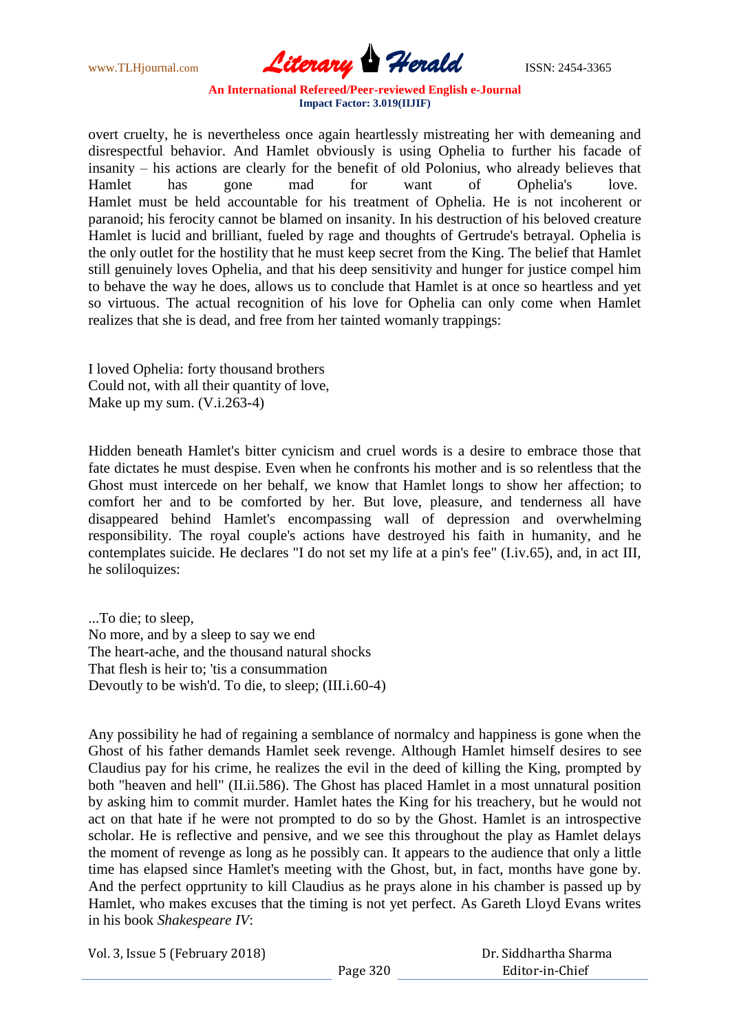overt cruelty, he is nevertheless once again heartlessly mistreating her with demeaning and disrespectful behavior. And Hamlet obviously is using Ophelia to further his facade of insanity – his actions are clearly for the benefit of old Polonius, who already believes that Hamlet has gone mad for want of Ophelia's love. Hamlet must be held accountable for his treatment of Ophelia. He is not incoherent or paranoid; his ferocity cannot be blamed on insanity. In his destruction of his beloved creature Hamlet is lucid and brilliant, fueled by rage and thoughts of Gertrude's betrayal. Ophelia is the only outlet for the hostility that he must keep secret from the King. The belief that Hamlet still genuinely loves Ophelia, and that his deep sensitivity and hunger for justice compel him to behave the way he does, allows us to conclude that Hamlet is at once so heartless and yet so virtuous. The actual recognition of his love for Ophelia can only come when Hamlet realizes that she is dead, and free from her tainted womanly trappings:

I loved Ophelia: forty thousand brothers
Could not, with all their quantity of love,
Make up my sum. (V.i.263-4)

Hidden beneath Hamlet's bitter cynicism and cruel words is a desire to embrace those that fate dictates he must despise. Even when he confronts his mother and is so relentless that the Ghost must intercede on her behalf, we know that Hamlet longs to show her affection; to comfort her and to be comforted by her. But love, pleasure, and tenderness all have disappeared behind Hamlet's encompassing wall of depression and overwhelming responsibility. The royal couple's actions have destroyed his faith in humanity, and he contemplates suicide. He declares "I do not set my life at a pin's fee" (I.iv.65), and, in act III, he soliloquizes:

...To die; to sleep,
No more, and by a sleep to say we end
The heart-ache, and the thousand natural shocks
That flesh is heir to; 'tis a consummation
Devoutly to be wish'd. To die, to sleep; (III.i.60-4)

Any possibility he had of regaining a semblance of normalcy and happiness is gone when the Ghost of his father demands Hamlet seek revenge. Although Hamlet himself desires to see Claudius pay for his crime, he realizes the evil in the deed of killing the King, prompted by both "heaven and hell" (II.ii.586). The Ghost has placed Hamlet in a most unnatural position by asking him to commit murder. Hamlet hates the King for his treachery, but he would not act on that hate if he were not prompted to do so by the Ghost. Hamlet is an introspective scholar. He is reflective and pensive, and we see this throughout the play as Hamlet delays the moment of revenge as long as he possibly can. It appears to the audience that only a little time has elapsed since Hamlet's meeting with the Ghost, but, in fact, months have gone by. And the perfect opprtunity to kill Claudius as he prays alone in his chamber is passed up by Hamlet, who makes excuses that the timing is not yet perfect. As Gareth Lloyd Evans writes in his book *Shakespeare IV*: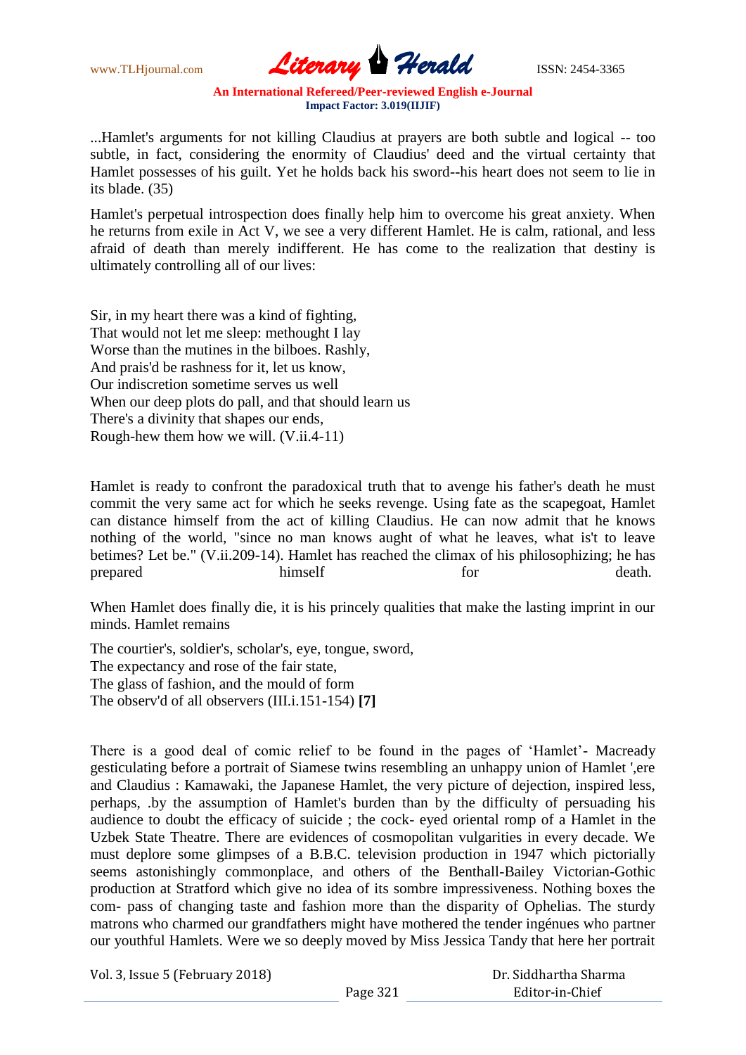...Hamlet's arguments for not killing Claudius at prayers are both subtle and logical -- too subtle, in fact, considering the enormity of Claudius' deed and the virtual certainty that Hamlet possesses of his guilt. Yet he holds back his sword--his heart does not seem to lie in its blade. (35)

Hamlet's perpetual introspection does finally help him to overcome his great anxiety. When he returns from exile in Act V, we see a very different Hamlet. He is calm, rational, and less afraid of death than merely indifferent. He has come to the realization that destiny is ultimately controlling all of our lives:

Sir, in my heart there was a kind of fighting,  
That would not let me sleep: methought I lay  
Worse than the mutines in the bilboes. Rashly,  
And prais'd be rashness for it, let us know,  
Our indiscretion sometime serves us well  
When our deep plots do pall, and that should learn us  
There's a divinity that shapes our ends,  
Rough-hew them how we will. (V.ii.4-11)

Hamlet is ready to confront the paradoxical truth that to avenge his father's death he must commit the very same act for which he seeks revenge. Using fate as the scapegoat, Hamlet can distance himself from the act of killing Claudius. He can now admit that he knows nothing of the world, "since no man knows aught of what he leaves, what is't to leave betimes? Let be." (V.ii.209-14). Hamlet has reached the climax of his philosophizing; he has prepared himself for death.

When Hamlet does finally die, it is his princely qualities that make the lasting imprint in our minds. Hamlet remains

The courtier's, soldier's, scholar's, eye, tongue, sword,  
The expectancy and rose of the fair state,  
The glass of fashion, and the mould of form  
The observ'd of all observers (III.i.151-154) **[7]**

There is a good deal of comic relief to be found in the pages of 'Hamlet'- Macready gesticulating before a portrait of Siamese twins resembling an unhappy union of Hamlet ',ere and Claudius : Kamawaki, the Japanese Hamlet, the very picture of dejection, inspired less, perhaps, .by the assumption of Hamlet's burden than by the difficulty of persuading his audience to doubt the efficacy of suicide ; the cock- eyed oriental romp of a Hamlet in the Uzbek State Theatre. There are evidences of cosmopolitan vulgarities in every decade. We must deplore some glimpses of a B.B.C. television production in 1947 which pictorially seems astonishingly commonplace, and others of the Benthall-Bailey Victorian-Gothic production at Stratford which give no idea of its sombre impressiveness. Nothing boxes the com- pass of changing taste and fashion more than the disparity of Ophelias. The sturdy matrons who charmed our grandfathers might have mothered the tender ingénues who partner our youthful Hamlets. Were we so deeply moved by Miss Jessica Tandy that here her portrait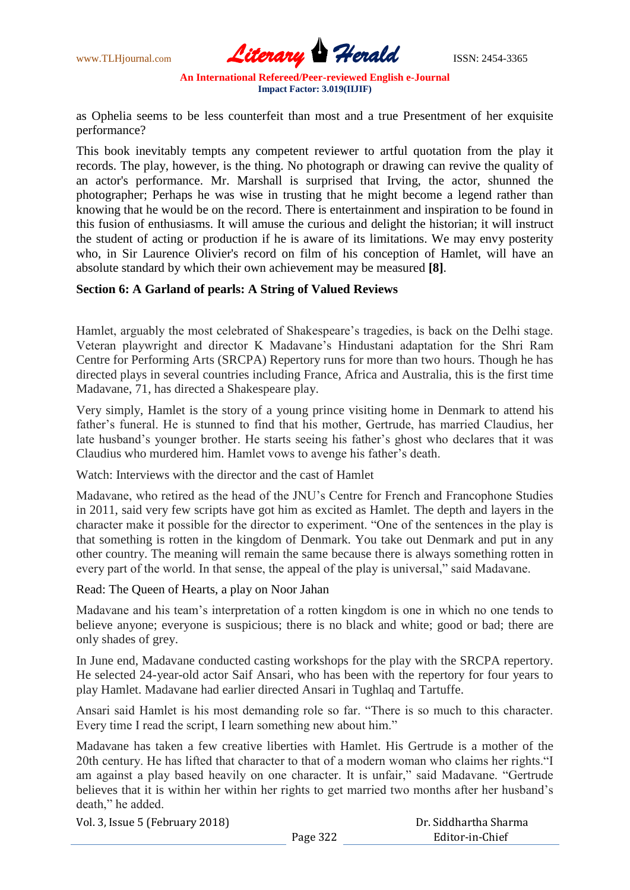as Ophelia seems to be less counterfeit than most and a true Presentment of her exquisite performance?

This book inevitably tempts any competent reviewer to artful quotation from the play it records. The play, however, is the thing. No photograph or drawing can revive the quality of an actor's performance. Mr. Marshall is surprised that Irving, the actor, shunned the photographer; Perhaps he was wise in trusting that he might become a legend rather than knowing that he would be on the record. There is entertainment and inspiration to be found in this fusion of enthusiasms. It will amuse the curious and delight the historian; it will instruct the student of acting or production if he is aware of its limitations. We may envy posterity who, in Sir Laurence Olivier's record on film of his conception of Hamlet, will have an absolute standard by which their own achievement may be measured **[8]**.

## Section 6: A Garland of pearls: A String of Valued Reviews

Hamlet, arguably the most celebrated of Shakespeare's tragedies, is back on the Delhi stage. Veteran playwright and director K Madavane's Hindustani adaptation for the Shri Ram Centre for Performing Arts (SRCPA) Repertory runs for more than two hours. Though he has directed plays in several countries including France, Africa and Australia, this is the first time Madavane, 71, has directed a Shakespeare play.

Very simply, Hamlet is the story of a young prince visiting home in Denmark to attend his father's funeral. He is stunned to find that his mother, Gertrude, has married Claudius, her late husband's younger brother. He starts seeing his father's ghost who declares that it was Claudius who murdered him. Hamlet vows to avenge his father's death.

Watch: Interviews with the director and the cast of Hamlet

Madavane, who retired as the head of the JNU's Centre for French and Francophone Studies in 2011, said very few scripts have got him as excited as Hamlet. The depth and layers in the character make it possible for the director to experiment. "One of the sentences in the play is that something is rotten in the kingdom of Denmark. You take out Denmark and put in any other country. The meaning will remain the same because there is always something rotten in every part of the world. In that sense, the appeal of the play is universal," said Madavane.

Read: The Queen of Hearts, a play on Noor Jahan

Madavane and his team's interpretation of a rotten kingdom is one in which no one tends to believe anyone; everyone is suspicious; there is no black and white; good or bad; there are only shades of grey.

In June end, Madavane conducted casting workshops for the play with the SRCPA repertory. He selected 24-year-old actor Saif Ansari, who has been with the repertory for four years to play Hamlet. Madavane had earlier directed Ansari in Tughlaq and Tartuffe.

Ansari said Hamlet is his most demanding role so far. "There is so much to this character. Every time I read the script, I learn something new about him."

Madavane has taken a few creative liberties with Hamlet. His Gertrude is a mother of the 20th century. He has lifted that character to that of a modern woman who claims her rights."I am against a play based heavily on one character. It is unfair," said Madavane. "Gertrude believes that it is within her within her rights to get married two months after her husband's death," he added.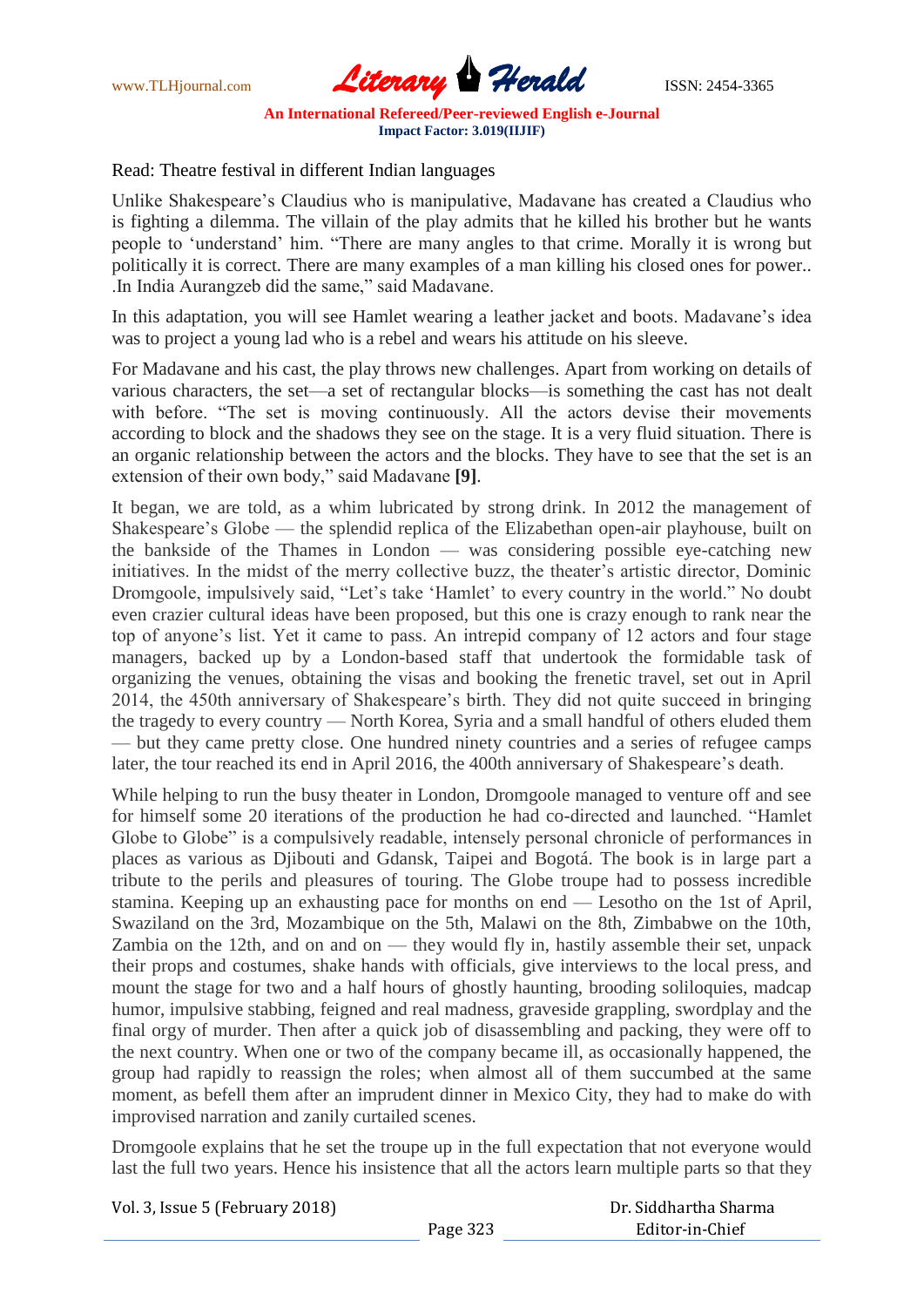Read: Theatre festival in different Indian languages

Unlike Shakespeare's Claudius who is manipulative, Madavane has created a Claudius who is fighting a dilemma. The villain of the play admits that he killed his brother but he wants people to 'understand' him. "There are many angles to that crime. Morally it is wrong but politically it is correct. There are many examples of a man killing his closed ones for power.. .In India Aurangzeb did the same," said Madavane.

In this adaptation, you will see Hamlet wearing a leather jacket and boots. Madavane's idea was to project a young lad who is a rebel and wears his attitude on his sleeve.

For Madavane and his cast, the play throws new challenges. Apart from working on details of various characters, the set—a set of rectangular blocks—is something the cast has not dealt with before. "The set is moving continuously. All the actors devise their movements according to block and the shadows they see on the stage. It is a very fluid situation. There is an organic relationship between the actors and the blocks. They have to see that the set is an extension of their own body," said Madavane **[9]**.

It began, we are told, as a whim lubricated by strong drink. In 2012 the management of Shakespeare's Globe — the splendid replica of the Elizabethan open-air playhouse, built on the bankside of the Thames in London — was considering possible eye-catching new initiatives. In the midst of the merry collective buzz, the theater's artistic director, Dominic Dromgoole, impulsively said, "Let's take 'Hamlet' to every country in the world." No doubt even crazier cultural ideas have been proposed, but this one is crazy enough to rank near the top of anyone's list. Yet it came to pass. An intrepid company of 12 actors and four stage managers, backed up by a London-based staff that undertook the formidable task of organizing the venues, obtaining the visas and booking the frenetic travel, set out in April 2014, the 450th anniversary of Shakespeare's birth. They did not quite succeed in bringing the tragedy to every country — North Korea, Syria and a small handful of others eluded them — but they came pretty close. One hundred ninety countries and a series of refugee camps later, the tour reached its end in April 2016, the 400th anniversary of Shakespeare's death.

While helping to run the busy theater in London, Dromgoole managed to venture off and see for himself some 20 iterations of the production he had co-directed and launched. "Hamlet Globe to Globe" is a compulsively readable, intensely personal chronicle of performances in places as various as Djibouti and Gdansk, Taipei and Bogotá. The book is in large part a tribute to the perils and pleasures of touring. The Globe troupe had to possess incredible stamina. Keeping up an exhausting pace for months on end — Lesotho on the 1st of April, Swaziland on the 3rd, Mozambique on the 5th, Malawi on the 8th, Zimbabwe on the 10th, Zambia on the 12th, and on and on — they would fly in, hastily assemble their set, unpack their props and costumes, shake hands with officials, give interviews to the local press, and mount the stage for two and a half hours of ghostly haunting, brooding soliloquies, madcap humor, impulsive stabbing, feigned and real madness, graveside grappling, swordplay and the final orgy of murder. Then after a quick job of disassembling and packing, they were off to the next country. When one or two of the company became ill, as occasionally happened, the group had rapidly to reassign the roles; when almost all of them succumbed at the same moment, as befell them after an imprudent dinner in Mexico City, they had to make do with improvised narration and zanily curtailed scenes.

Dromgoole explains that he set the troupe up in the full expectation that not everyone would last the full two years. Hence his insistence that all the actors learn multiple parts so that they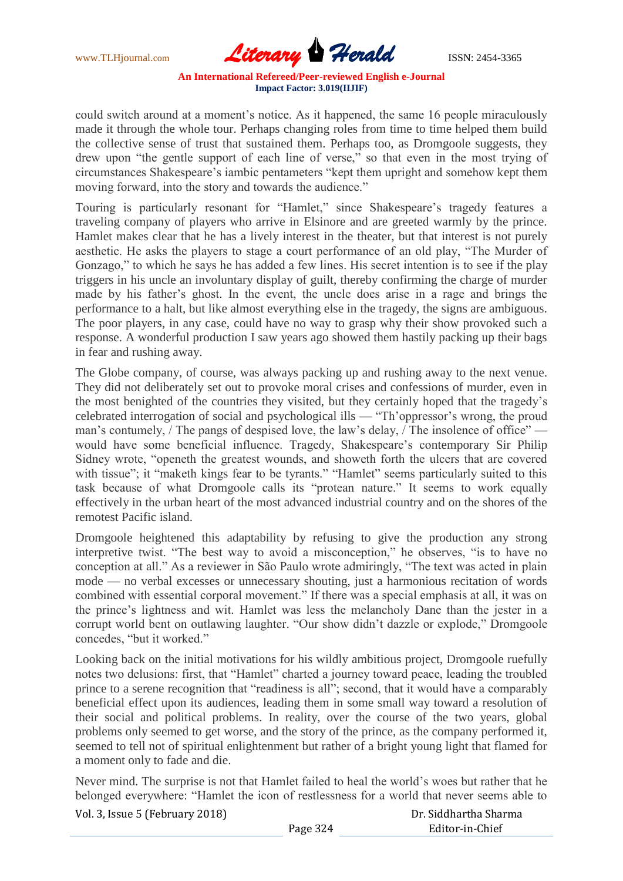could switch around at a moment's notice. As it happened, the same 16 people miraculously made it through the whole tour. Perhaps changing roles from time to time helped them build the collective sense of trust that sustained them. Perhaps too, as Dromgoole suggests, they drew upon "the gentle support of each line of verse," so that even in the most trying of circumstances Shakespeare's iambic pentameters "kept them upright and somehow kept them moving forward, into the story and towards the audience."

Touring is particularly resonant for "Hamlet," since Shakespeare's tragedy features a traveling company of players who arrive in Elsinore and are greeted warmly by the prince. Hamlet makes clear that he has a lively interest in the theater, but that interest is not purely aesthetic. He asks the players to stage a court performance of an old play, "The Murder of Gonzago," to which he says he has added a few lines. His secret intention is to see if the play triggers in his uncle an involuntary display of guilt, thereby confirming the charge of murder made by his father's ghost. In the event, the uncle does arise in a rage and brings the performance to a halt, but like almost everything else in the tragedy, the signs are ambiguous. The poor players, in any case, could have no way to grasp why their show provoked such a response. A wonderful production I saw years ago showed them hastily packing up their bags in fear and rushing away.

The Globe company, of course, was always packing up and rushing away to the next venue. They did not deliberately set out to provoke moral crises and confessions of murder, even in the most benighted of the countries they visited, but they certainly hoped that the tragedy's celebrated interrogation of social and psychological ills — "Th'oppressor's wrong, the proud man's contumely, / The pangs of despised love, the law's delay, / The insolence of office" — would have some beneficial influence. Tragedy, Shakespeare's contemporary Sir Philip Sidney wrote, "openeth the greatest wounds, and showeth forth the ulcers that are covered with tissue"; it "maketh kings fear to be tyrants." "Hamlet" seems particularly suited to this task because of what Dromgoole calls its "protean nature." It seems to work equally effectively in the urban heart of the most advanced industrial country and on the shores of the remotest Pacific island.

Dromgoole heightened this adaptability by refusing to give the production any strong interpretive twist. "The best way to avoid a misconception," he observes, "is to have no conception at all." As a reviewer in São Paulo wrote admiringly, "The text was acted in plain mode — no verbal excesses or unnecessary shouting, just a harmonious recitation of words combined with essential corporal movement." If there was a special emphasis at all, it was on the prince's lightness and wit. Hamlet was less the melancholy Dane than the jester in a corrupt world bent on outlawing laughter. "Our show didn't dazzle or explode," Dromgoole concedes, "but it worked."

Looking back on the initial motivations for his wildly ambitious project, Dromgoole ruefully notes two delusions: first, that "Hamlet" charted a journey toward peace, leading the troubled prince to a serene recognition that "readiness is all"; second, that it would have a comparably beneficial effect upon its audiences, leading them in some small way toward a resolution of their social and political problems. In reality, over the course of the two years, global problems only seemed to get worse, and the story of the prince, as the company performed it, seemed to tell not of spiritual enlightenment but rather of a bright young light that flamed for a moment only to fade and die.

Never mind. The surprise is not that Hamlet failed to heal the world's woes but rather that he belonged everywhere: "Hamlet the icon of restlessness for a world that never seems able to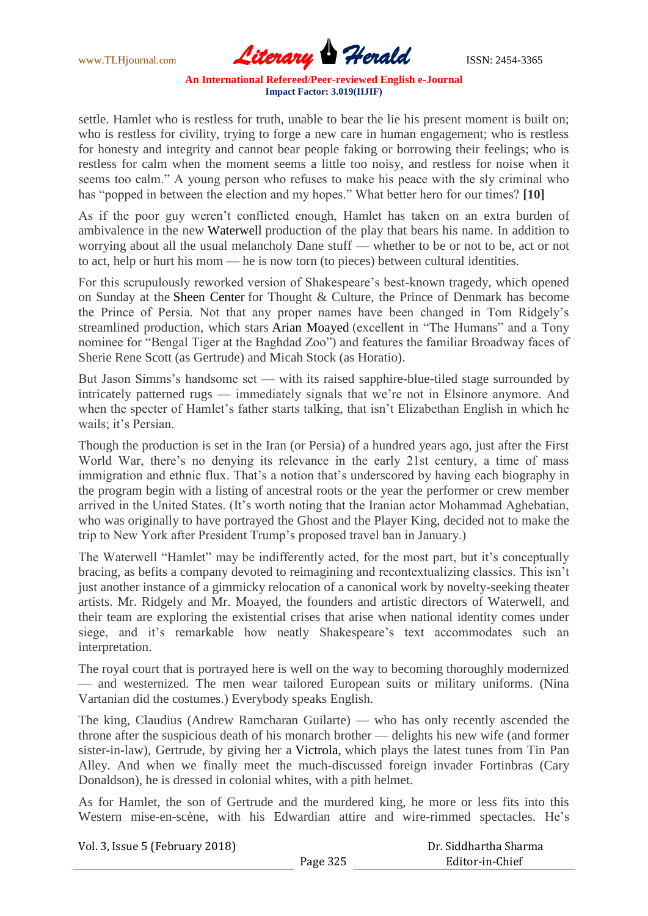settle. Hamlet who is restless for truth, unable to bear the lie his present moment is built on; who is restless for civility, trying to forge a new care in human engagement; who is restless for honesty and integrity and cannot bear people faking or borrowing their feelings; who is restless for calm when the moment seems a little too noisy, and restless for noise when it seems too calm." A young person who refuses to make his peace with the sly criminal who has "popped in between the election and my hopes." What better hero for our times? **[10]**

As if the poor guy weren't conflicted enough, Hamlet has taken on an extra burden of ambivalence in the new Waterwell production of the play that bears his name. In addition to worrying about all the usual melancholy Dane stuff — whether to be or not to be, act or not to act, help or hurt his mom — he is now torn (to pieces) between cultural identities.

For this scrupulously reworked version of Shakespeare's best-known tragedy, which opened on Sunday at the Sheen Center for Thought & Culture, the Prince of Denmark has become the Prince of Persia. Not that any proper names have been changed in Tom Ridgely's streamlined production, which stars Arian Moayed (excellent in "The Humans" and a Tony nominee for "Bengal Tiger at the Baghdad Zoo") and features the familiar Broadway faces of Sherie Rene Scott (as Gertrude) and Micah Stock (as Horatio).

But Jason Simms's handsome set — with its raised sapphire-blue-tiled stage surrounded by intricately patterned rugs — immediately signals that we're not in Elsinore anymore. And when the specter of Hamlet's father starts talking, that isn't Elizabethan English in which he wails; it's Persian.

Though the production is set in the Iran (or Persia) of a hundred years ago, just after the First World War, there's no denying its relevance in the early 21st century, a time of mass immigration and ethnic flux. That's a notion that's underscored by having each biography in the program begin with a listing of ancestral roots or the year the performer or crew member arrived in the United States. (It's worth noting that the Iranian actor Mohammad Aghebatian, who was originally to have portrayed the Ghost and the Player King, decided not to make the trip to New York after President Trump's proposed travel ban in January.)

The Waterwell "Hamlet" may be indifferently acted, for the most part, but it's conceptually bracing, as befits a company devoted to reimagining and recontextualizing classics. This isn't just another instance of a gimmicky relocation of a canonical work by novelty-seeking theater artists. Mr. Ridgely and Mr. Moayed, the founders and artistic directors of Waterwell, and their team are exploring the existential crises that arise when national identity comes under siege, and it's remarkable how neatly Shakespeare's text accommodates such an interpretation.

The royal court that is portrayed here is well on the way to becoming thoroughly modernized — and westernized. The men wear tailored European suits or military uniforms. (Nina Vartanian did the costumes.) Everybody speaks English.

The king, Claudius (Andrew Ramcharan Guilarte) — who has only recently ascended the throne after the suspicious death of his monarch brother — delights his new wife (and former sister-in-law), Gertrude, by giving her a Victrola, which plays the latest tunes from Tin Pan Alley. And when we finally meet the much-discussed foreign invader Fortinbras (Cary Donaldson), he is dressed in colonial whites, with a pith helmet.

As for Hamlet, the son of Gertrude and the murdered king, he more or less fits into this Western mise-en-scène, with his Edwardian attire and wire-rimmed spectacles. He's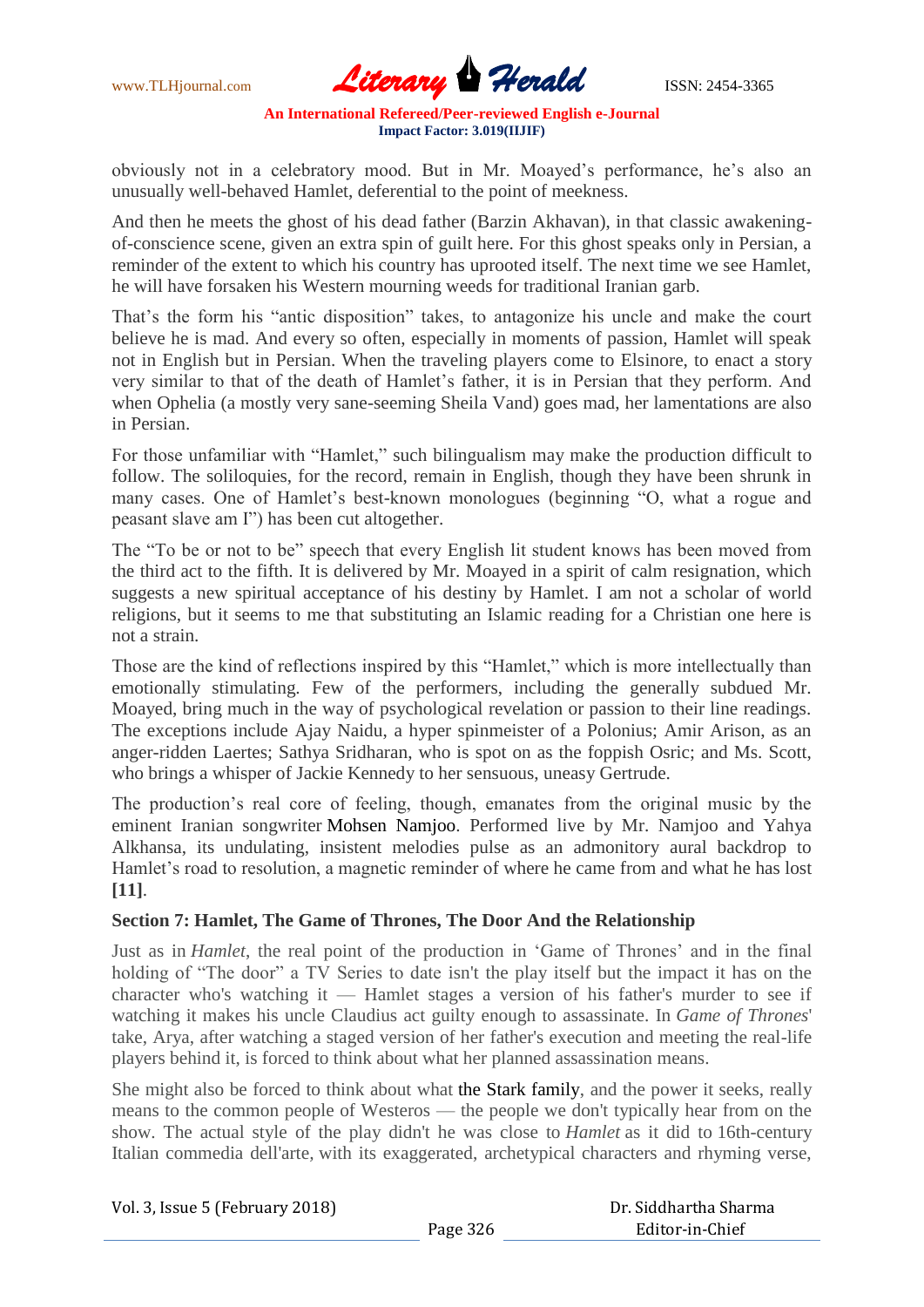obviously not in a celebratory mood. But in Mr. Moayed's performance, he's also an unusually well-behaved Hamlet, deferential to the point of meekness.

And then he meets the ghost of his dead father (Barzin Akhavan), in that classic awakening-of-conscience scene, given an extra spin of guilt here. For this ghost speaks only in Persian, a reminder of the extent to which his country has uprooted itself. The next time we see Hamlet, he will have forsaken his Western mourning weeds for traditional Iranian garb.

That's the form his "antic disposition" takes, to antagonize his uncle and make the court believe he is mad. And every so often, especially in moments of passion, Hamlet will speak not in English but in Persian. When the traveling players come to Elsinore, to enact a story very similar to that of the death of Hamlet's father, it is in Persian that they perform. And when Ophelia (a mostly very sane-seeming Sheila Vand) goes mad, her lamentations are also in Persian.

For those unfamiliar with "Hamlet," such bilingualism may make the production difficult to follow. The soliloquies, for the record, remain in English, though they have been shrunk in many cases. One of Hamlet's best-known monologues (beginning "O, what a rogue and peasant slave am I") has been cut altogether.

The "To be or not to be" speech that every English lit student knows has been moved from the third act to the fifth. It is delivered by Mr. Moayed in a spirit of calm resignation, which suggests a new spiritual acceptance of his destiny by Hamlet. I am not a scholar of world religions, but it seems to me that substituting an Islamic reading for a Christian one here is not a strain.

Those are the kind of reflections inspired by this "Hamlet," which is more intellectually than emotionally stimulating. Few of the performers, including the generally subdued Mr. Moayed, bring much in the way of psychological revelation or passion to their line readings. The exceptions include Ajay Naidu, a hyper spinmeister of a Polonius; Amir Arison, as an anger-ridden Laertes; Sathya Sridharan, who is spot on as the foppish Osric; and Ms. Scott, who brings a whisper of Jackie Kennedy to her sensuous, uneasy Gertrude.

The production's real core of feeling, though, emanates from the original music by the eminent Iranian songwriter Mohsen Namjoo. Performed live by Mr. Namjoo and Yahya Alkhansa, its undulating, insistent melodies pulse as an admonitory aural backdrop to Hamlet's road to resolution, a magnetic reminder of where he came from and what he has lost **[11]**.

### Section 7: Hamlet, The Game of Thrones, The Door And the Relationship

Just as in *Hamlet*, the real point of the production in 'Game of Thrones' and in the final holding of "The door" a TV Series to date isn't the play itself but the impact it has on the character who's watching it — Hamlet stages a version of his father's murder to see if watching it makes his uncle Claudius act guilty enough to assassinate. In *Game of Thrones*' take, Arya, after watching a staged version of her father's execution and meeting the real-life players behind it, is forced to think about what her planned assassination means.

She might also be forced to think about what the Stark family, and the power it seeks, really means to the common people of Westeros — the people we don't typically hear from on the show. The actual style of the play didn't he was close to *Hamlet* as it did to 16th-century Italian commedia dell'arte, with its exaggerated, archetypical characters and rhyming verse,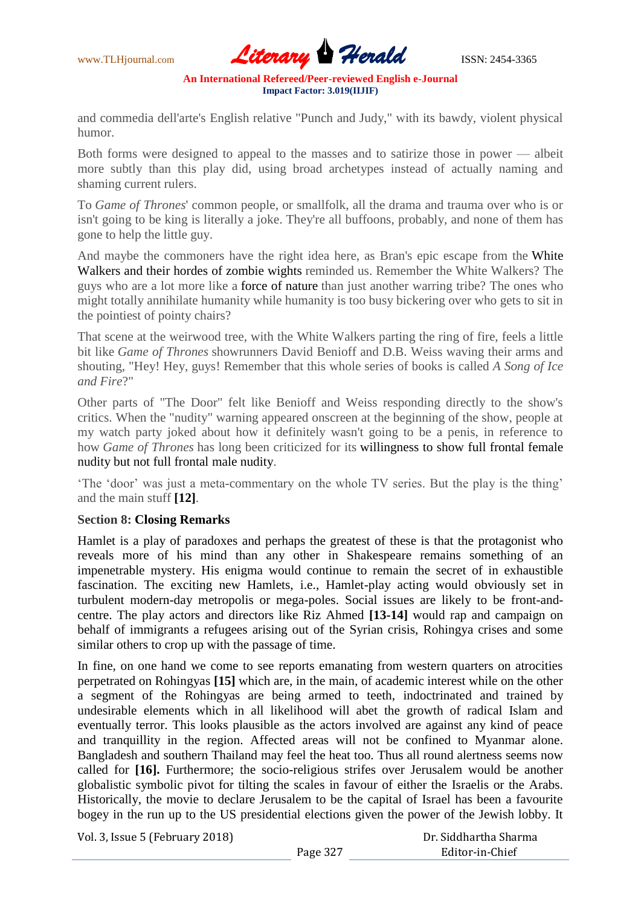and commedia dell'arte's English relative "Punch and Judy," with its bawdy, violent physical humor.

Both forms were designed to appeal to the masses and to satirize those in power — albeit more subtly than this play did, using broad archetypes instead of actually naming and shaming current rulers.

To *Game of Thrones*' common people, or smallfolk, all the drama and trauma over who is or isn't going to be king is literally a joke. They're all buffoons, probably, and none of them has gone to help the little guy.

And maybe the commoners have the right idea here, as Bran's epic escape from the White Walkers and their hordes of zombie wights reminded us. Remember the White Walkers? The guys who are a lot more like a force of nature than just another warring tribe? The ones who might totally annihilate humanity while humanity is too busy bickering over who gets to sit in the pointiest of pointy chairs?

That scene at the weirwood tree, with the White Walkers parting the ring of fire, feels a little bit like *Game of Thrones* showrunners David Benioff and D.B. Weiss waving their arms and shouting, "Hey! Hey, guys! Remember that this whole series of books is called *A Song of Ice and Fire*?"

Other parts of "The Door" felt like Benioff and Weiss responding directly to the show's critics. When the "nudity" warning appeared onscreen at the beginning of the show, people at my watch party joked about how it definitely wasn't going to be a penis, in reference to how *Game of Thrones* has long been criticized for its willingness to show full frontal female nudity but not full frontal male nudity.

'The 'door' was just a meta-commentary on the whole TV series. But the play is the thing' and the main stuff **[12]**.

### Section 8: Closing Remarks

Hamlet is a play of paradoxes and perhaps the greatest of these is that the protagonist who reveals more of his mind than any other in Shakespeare remains something of an impenetrable mystery. His enigma would continue to remain the secret of in exhaustible fascination. The exciting new Hamlets, i.e., Hamlet-play acting would obviously set in turbulent modern-day metropolis or mega-poles. Social issues are likely to be front-and-centre. The play actors and directors like Riz Ahmed **[13-14]** would rap and campaign on behalf of immigrants a refugees arising out of the Syrian crisis, Rohingya crises and some similar others to crop up with the passage of time.

In fine, on one hand we come to see reports emanating from western quarters on atrocities perpetrated on Rohingyas **[15]** which are, in the main, of academic interest while on the other a segment of the Rohingyas are being armed to teeth, indoctrinated and trained by undesirable elements which in all likelihood will abet the growth of radical Islam and eventually terror. This looks plausible as the actors involved are against any kind of peace and tranquillity in the region. Affected areas will not be confined to Myanmar alone. Bangladesh and southern Thailand may feel the heat too. Thus all round alertness seems now called for **[16].** Furthermore; the socio-religious strifes over Jerusalem would be another globalistic symbolic pivot for tilting the scales in favour of either the Israelis or the Arabs. Historically, the movie to declare Jerusalem to be the capital of Israel has been a favourite bogey in the run up to the US presidential elections given the power of the Jewish lobby. It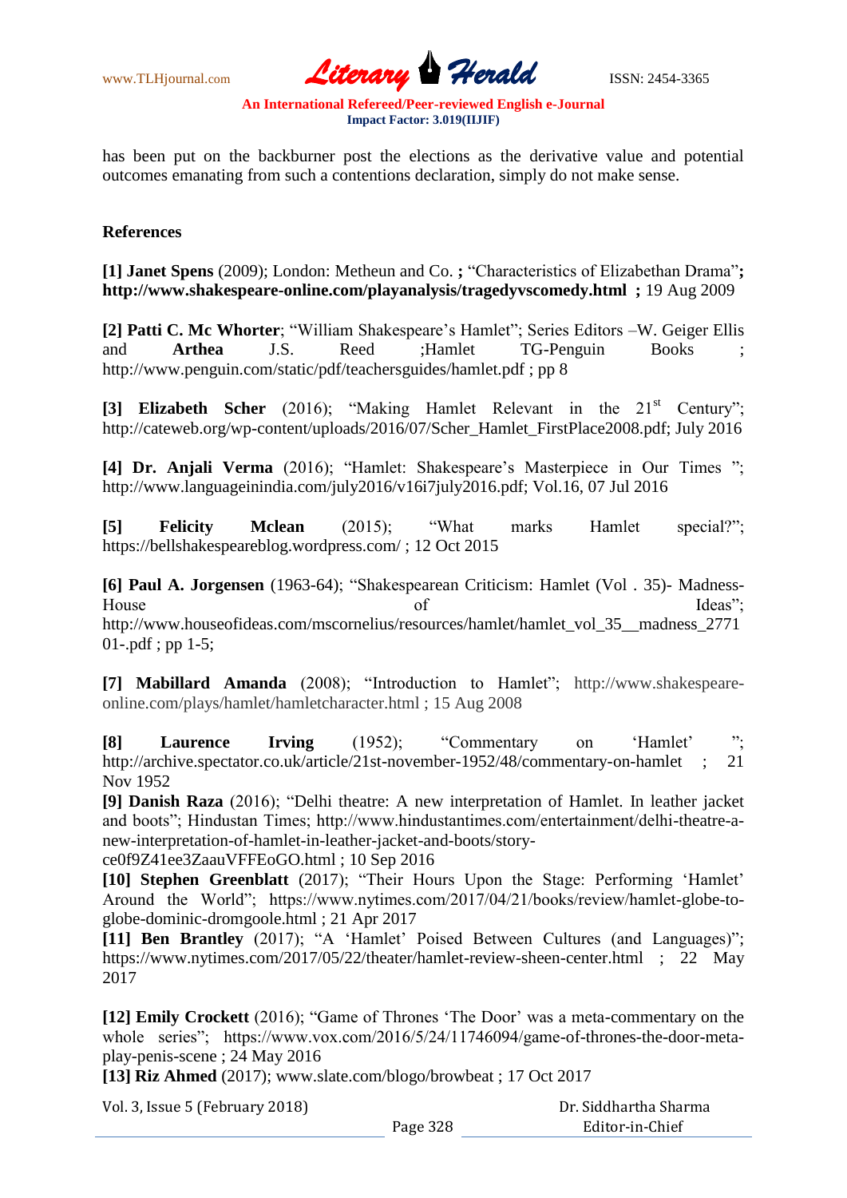has been put on the backburner post the elections as the derivative value and potential outcomes emanating from such a contentions declaration, simply do not make sense.

**References**

**[1] Janet Spens** (2009); London: Metheun and Co. **;** "Characteristics of Elizabethan Drama"**; http://www.shakespeare-online.com/playanalysis/tragedyvscomedy.html ;** 19 Aug 2009

**[2] Patti C. Mc Whorter**; "William Shakespeare's Hamlet"; Series Editors –W. Geiger Ellis and **Arthea** J.S. Reed ;Hamlet TG-Penguin Books ; http://www.penguin.com/static/pdf/teachersguides/hamlet.pdf ; pp 8

**[3] Elizabeth Scher** (2016); "Making Hamlet Relevant in the 21st Century"; http://cateweb.org/wp-content/uploads/2016/07/Scher_Hamlet_FirstPlace2008.pdf; July 2016

**[4] Dr. Anjali Verma** (2016); "Hamlet: Shakespeare's Masterpiece in Our Times "; http://www.languageinindia.com/july2016/v16i7july2016.pdf; Vol.16, 07 Jul 2016

**[5] Felicity Mclean** (2015); "What marks Hamlet special?"; https://bellshakespeareblog.wordpress.com/ ; 12 Oct 2015

**[6] Paul A. Jorgensen** (1963-64); "Shakespearean Criticism: Hamlet (Vol . 35)- Madness- House of Ideas"; http://www.houseofideas.com/mscornelius/resources/hamlet/hamlet_vol_35__madness_277101-.pdf ; pp 1-5;

**[7] Mabillard Amanda** (2008); "Introduction to Hamlet"; http://www.shakespeare-online.com/plays/hamlet/hamletcharacter.html ; 15 Aug 2008

**[8] Laurence Irving** (1952); "Commentary on 'Hamlet' "; http://archive.spectator.co.uk/article/21st-november-1952/48/commentary-on-hamlet ; 21 Nov 1952

**[9] Danish Raza** (2016); "Delhi theatre: A new interpretation of Hamlet. In leather jacket and boots"; Hindustan Times; http://www.hindustantimes.com/entertainment/delhi-theatre-a-new-interpretation-of-hamlet-in-leather-jacket-and-boots/story-ce0f9Z41ee3ZaauVFFEoGO.html ; 10 Sep 2016

**[10] Stephen Greenblatt** (2017); "Their Hours Upon the Stage: Performing 'Hamlet' Around the World"; https://www.nytimes.com/2017/04/21/books/review/hamlet-globe-to-globe-dominic-dromgoole.html ; 21 Apr 2017

**[11] Ben Brantley** (2017); "A 'Hamlet' Poised Between Cultures (and Languages)"; https://www.nytimes.com/2017/05/22/theater/hamlet-review-sheen-center.html ; 22 May 2017

**[12] Emily Crockett** (2016); "Game of Thrones 'The Door' was a meta-commentary on the whole series"; https://www.vox.com/2016/5/24/11746094/game-of-thrones-the-door-meta-play-penis-scene ; 24 May 2016

**[13] Riz Ahmed** (2017); www.slate.com/blogo/browbeat ; 17 Oct 2017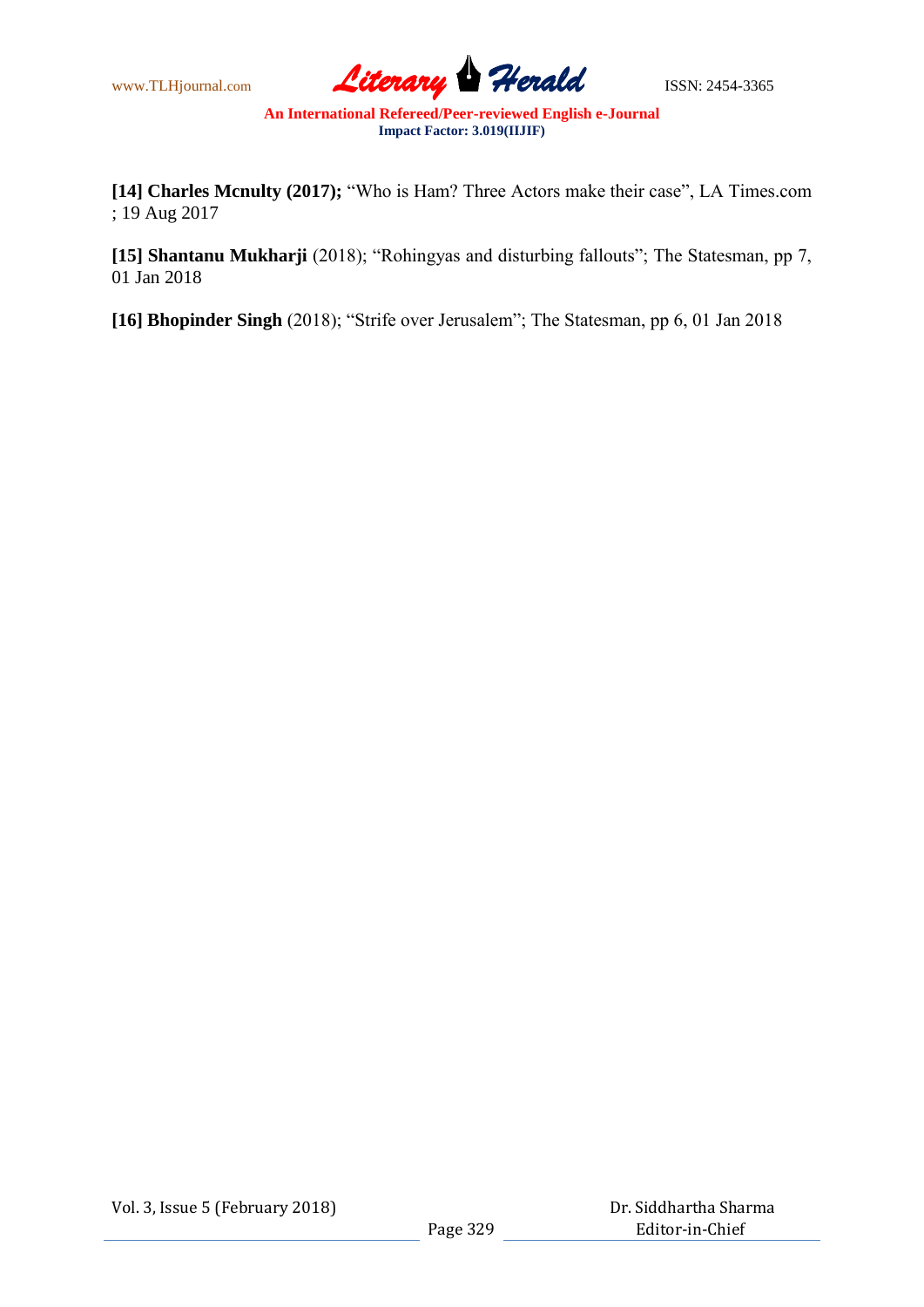**[14] Charles Mcnulty (2017);** "Who is Ham? Three Actors make their case", LA Times.com ; 19 Aug 2017

**[15] Shantanu Mukharji** (2018); "Rohingyas and disturbing fallouts"; The Statesman, pp 7, 01 Jan 2018

**[16] Bhopinder Singh** (2018); "Strife over Jerusalem"; The Statesman, pp 6, 01 Jan 2018